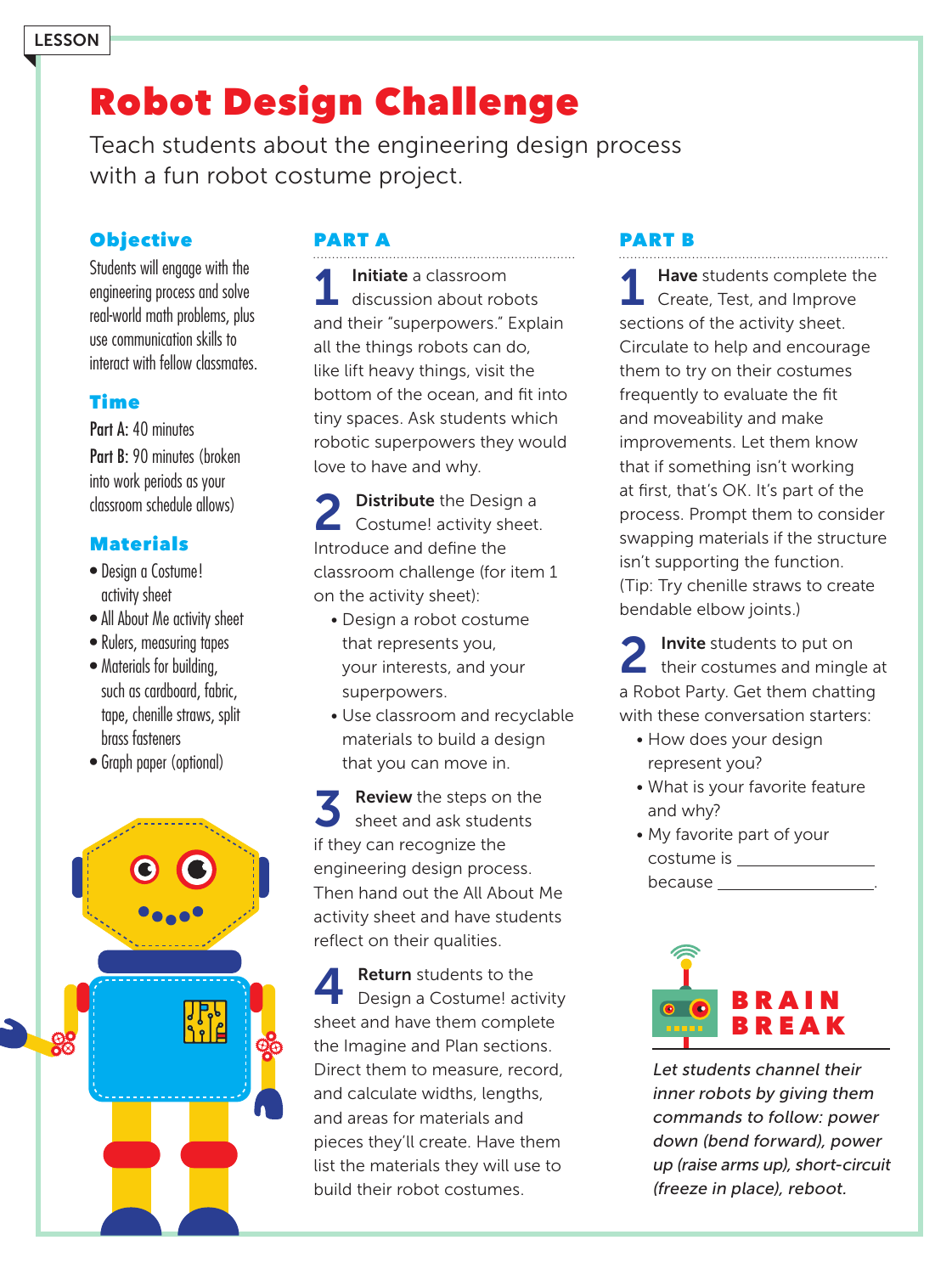LESSON

# Robot Design Challenge

Teach students about the engineering design process with a fun robot costume project.

## Objective

Students will engage with the engineering process and solve real-world math problems, plus use communication skills to interact with fellow classmates.

## Time

**Part A:** 40 minutes

**Part B:** 90 minutes (broken into work periods as your classroom schedule allows)

## Materials

- Design a Costume! activity sheet
- All About Me activity sheet
- Rulers, measuring tapes
- Materials for building, such as cardboard, fabric, tape, chenille straws, split brass fasteners
- Graph paper (optional)

## PART A

1. **Initiate** a classroom discussion about robots and their "superpowers." Explain all the things robots can do, like lift heavy things, visit the bottom of the ocean, and fit into tiny spaces. Ask students which robotic superpowers they would love to have and why.

2. **Distribute** the Design a Costume! activity sheet. Introduce and define the classroom challenge (for item 1 on the activity sheet):
   - Design a robot costume that represents you, your interests, and your superpowers.
   - Use classroom and recyclable materials to build a design that you can move in.

3. **Review** the steps on the sheet and ask students if they can recognize the engineering design process. Then hand out the All About Me activity sheet and have students reflect on their qualities.

4. **Return** students to the Design a Costume! activity sheet and have them complete the Imagine and Plan sections. Direct them to measure, record, and calculate widths, lengths, and areas for materials and pieces they'll create. Have them list the materials they will use to build their robot costumes.

## PART B

1. **Have** students complete the Create, Test, and Improve sections of the activity sheet. Circulate to help and encourage them to try on their costumes frequently to evaluate the fit and moveability and make improvements. Let them know that if something isn't working at first, that's OK. It's part of the process. Prompt them to consider swapping materials if the structure isn't supporting the function. (Tip: Try chenille straws to create bendable elbow joints.)

2. **Invite** students to put on their costumes and mingle at a Robot Party. Get them chatting with these conversation starters:
   - How does your design represent you?
   - What is your favorite feature and why?
   - My favorite part of your costume is _______________ because _________________.

## BRAIN BREAK

*Let students channel their inner robots by giving them commands to follow: power down (bend forward), power up (raise arms up), short-circuit (freeze in place), reboot.*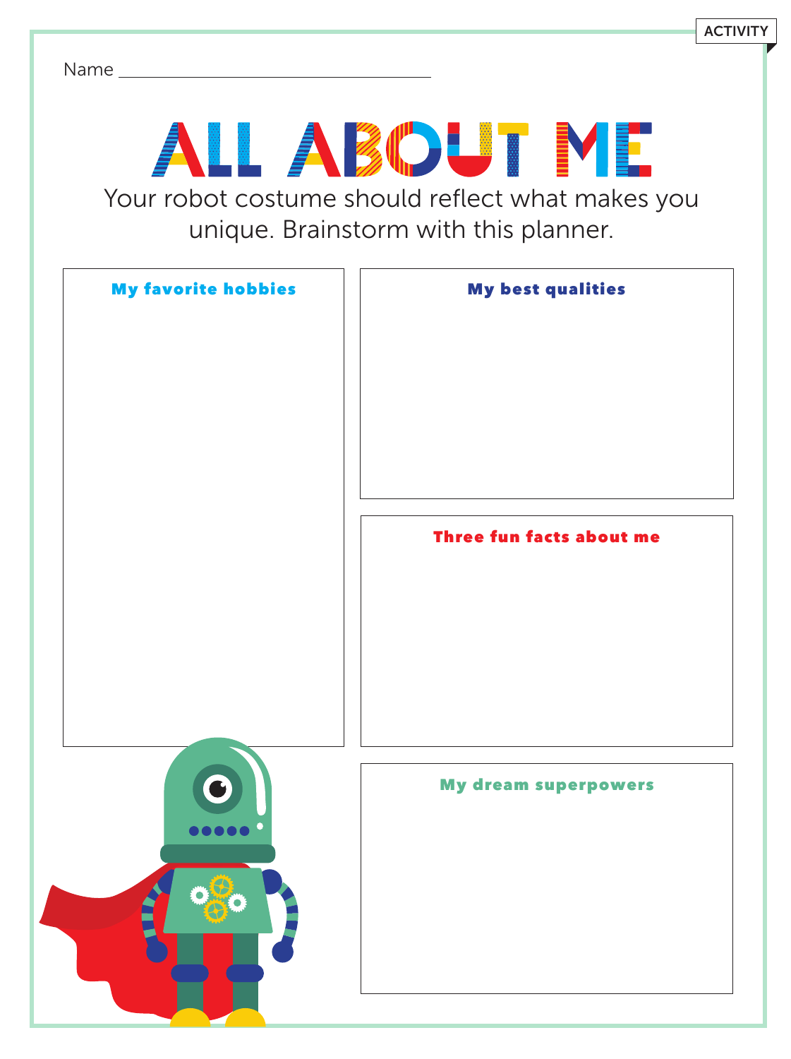ACTIVITY

Name ___________________________________

# ALL ABOUT ME

Your robot costume should reflect what makes you unique. Brainstorm with this planner.

## My favorite hobbies

## My best qualities

## Three fun facts about me

## My dream superpowers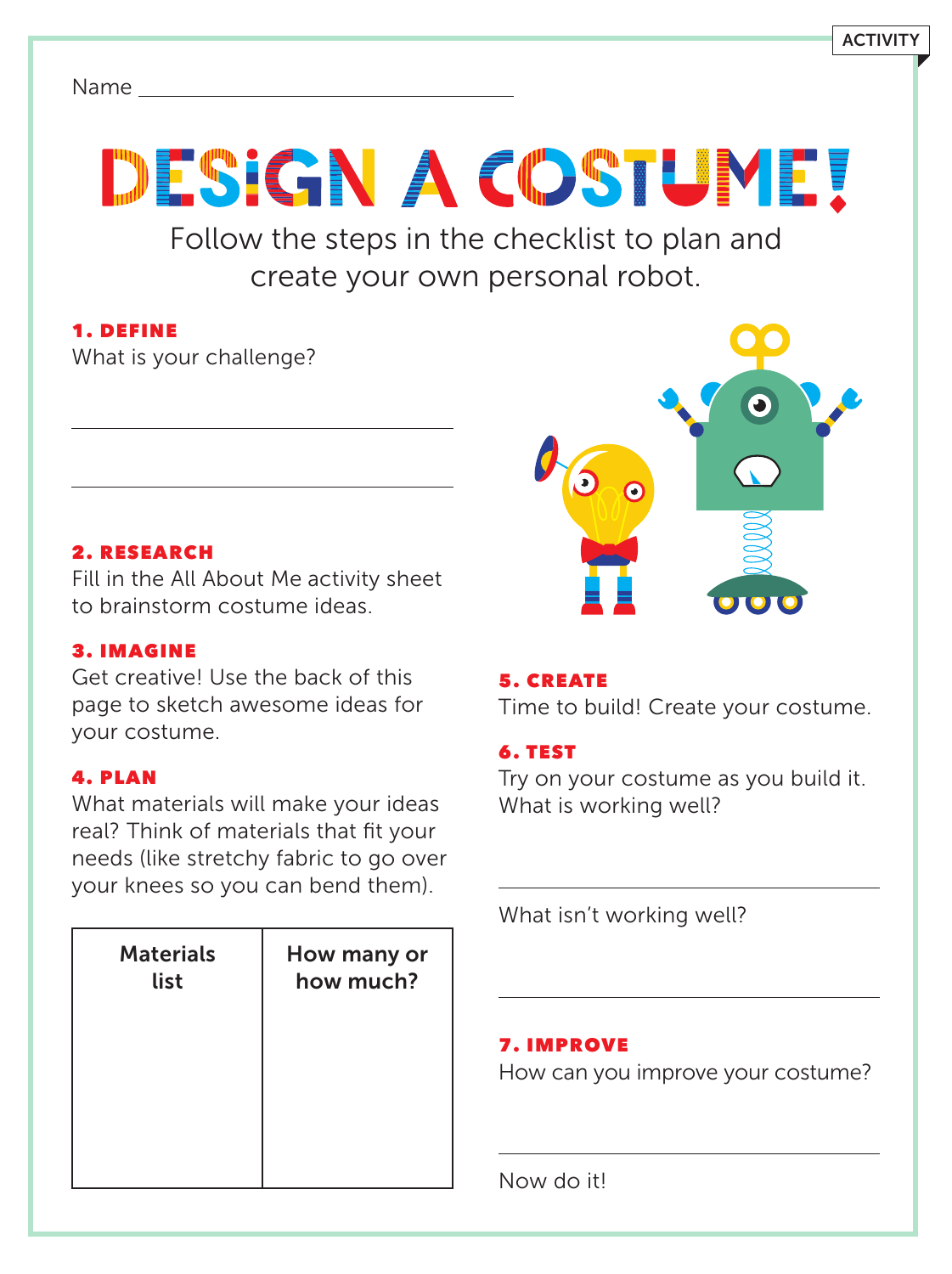ACTIVITY

Name ________________________________

# DESIGN A COSTUME!

Follow the steps in the checklist to plan and create your own personal robot.

### 1. DEFINE

What is your challenge?

________________________________________

________________________________________

### 2. RESEARCH

Fill in the All About Me activity sheet to brainstorm costume ideas.

### 3. IMAGINE

Get creative! Use the back of this page to sketch awesome ideas for your costume.

### 4. PLAN

What materials will make your ideas real? Think of materials that fit your needs (like stretchy fabric to go over your knees so you can bend them).

| Materials list | How many or how much? |
| --- | --- |
| | |

### 5. CREATE

Time to build! Create your costume.

### 6. TEST

Try on your costume as you build it. What is working well?

________________________________________

What isn't working well?

________________________________________

### 7. IMPROVE

How can you improve your costume?

________________________________________

Now do it!